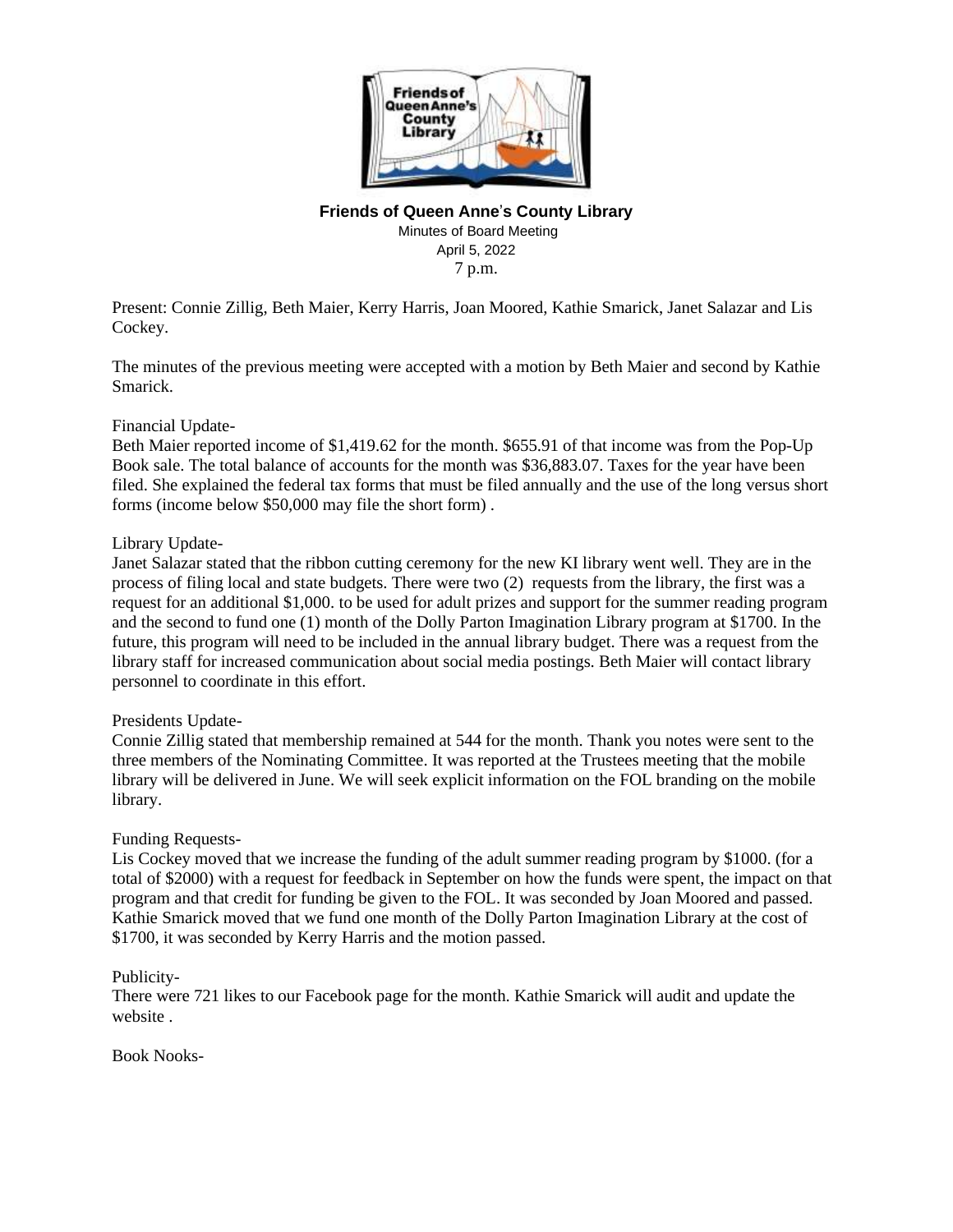**Friends of Queen Anne's County Library**

Minutes of Board Meeting
April 5, 2022
7 p.m.

Present: Connie Zillig, Beth Maier, Kerry Harris, Joan Moored, Kathie Smarick, Janet Salazar and Lis Cockey.

The minutes of the previous meeting were accepted with a motion by Beth Maier and second by Kathie Smarick.

Financial Update-

Beth Maier reported income of $1,419.62 for the month. $655.91 of that income was from the Pop-Up Book sale. The total balance of accounts for the month was $36,883.07. Taxes for the year have been filed. She explained the federal tax forms that must be filed annually and the use of the long versus short forms (income below $50,000 may file the short form) .

Library Update-

Janet Salazar stated that the ribbon cutting ceremony for the new KI library went well. They are in the process of filing local and state budgets. There were two (2) requests from the library, the first was a request for an additional $1,000. to be used for adult prizes and support for the summer reading program and the second to fund one (1) month of the Dolly Parton Imagination Library program at $1700. In the future, this program will need to be included in the annual library budget. There was a request from the library staff for increased communication about social media postings. Beth Maier will contact library personnel to coordinate in this effort.

Presidents Update-

Connie Zillig stated that membership remained at 544 for the month. Thank you notes were sent to the three members of the Nominating Committee. It was reported at the Trustees meeting that the mobile library will be delivered in June. We will seek explicit information on the FOL branding on the mobile library.

Funding Requests-

Lis Cockey moved that we increase the funding of the adult summer reading program by $1000. (for a total of $2000) with a request for feedback in September on how the funds were spent, the impact on that program and that credit for funding be given to the FOL. It was seconded by Joan Moored and passed. Kathie Smarick moved that we fund one month of the Dolly Parton Imagination Library at the cost of $1700, it was seconded by Kerry Harris and the motion passed.

Publicity-

There were 721 likes to our Facebook page for the month. Kathie Smarick will audit and update the website .

Book Nooks-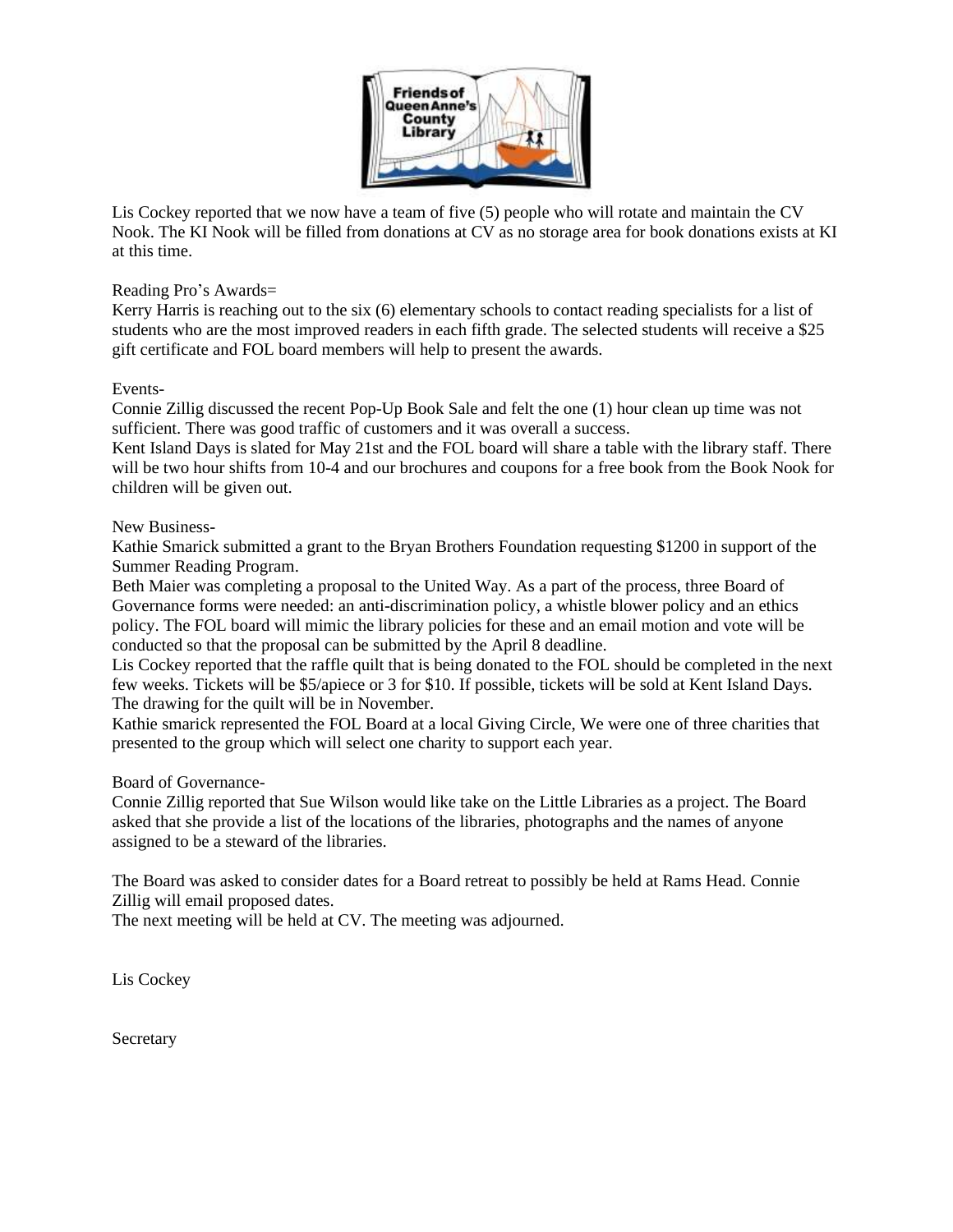Lis Cockey reported that we now have a team of five (5) people who will rotate and maintain the CV Nook. The KI Nook will be filled from donations at CV as no storage area for book donations exists at KI at this time.

Reading Pro's Awards=

Kerry Harris is reaching out to the six (6) elementary schools to contact reading specialists for a list of students who are the most improved readers in each fifth grade. The selected students will receive a $25 gift certificate and FOL board members will help to present the awards.

Events-

Connie Zillig discussed the recent Pop-Up Book Sale and felt the one (1) hour clean up time was not sufficient. There was good traffic of customers and it was overall a success.

Kent Island Days is slated for May 21st and the FOL board will share a table with the library staff. There will be two hour shifts from 10-4 and our brochures and coupons for a free book from the Book Nook for children will be given out.

New Business-

Kathie Smarick submitted a grant to the Bryan Brothers Foundation requesting $1200 in support of the Summer Reading Program.

Beth Maier was completing a proposal to the United Way. As a part of the process, three Board of Governance forms were needed: an anti-discrimination policy, a whistle blower policy and an ethics policy. The FOL board will mimic the library policies for these and an email motion and vote will be conducted so that the proposal can be submitted by the April 8 deadline.

Lis Cockey reported that the raffle quilt that is being donated to the FOL should be completed in the next few weeks. Tickets will be $5/apiece or 3 for $10. If possible, tickets will be sold at Kent Island Days. The drawing for the quilt will be in November.

Kathie smarick represented the FOL Board at a local Giving Circle, We were one of three charities that presented to the group which will select one charity to support each year.

Board of Governance-

Connie Zillig reported that Sue Wilson would like take on the Little Libraries as a project. The Board asked that she provide a list of the locations of the libraries, photographs and the names of anyone assigned to be a steward of the libraries.

The Board was asked to consider dates for a Board retreat to possibly be held at Rams Head. Connie Zillig will email proposed dates.

The next meeting will be held at CV. The meeting was adjourned.

Lis Cockey

Secretary